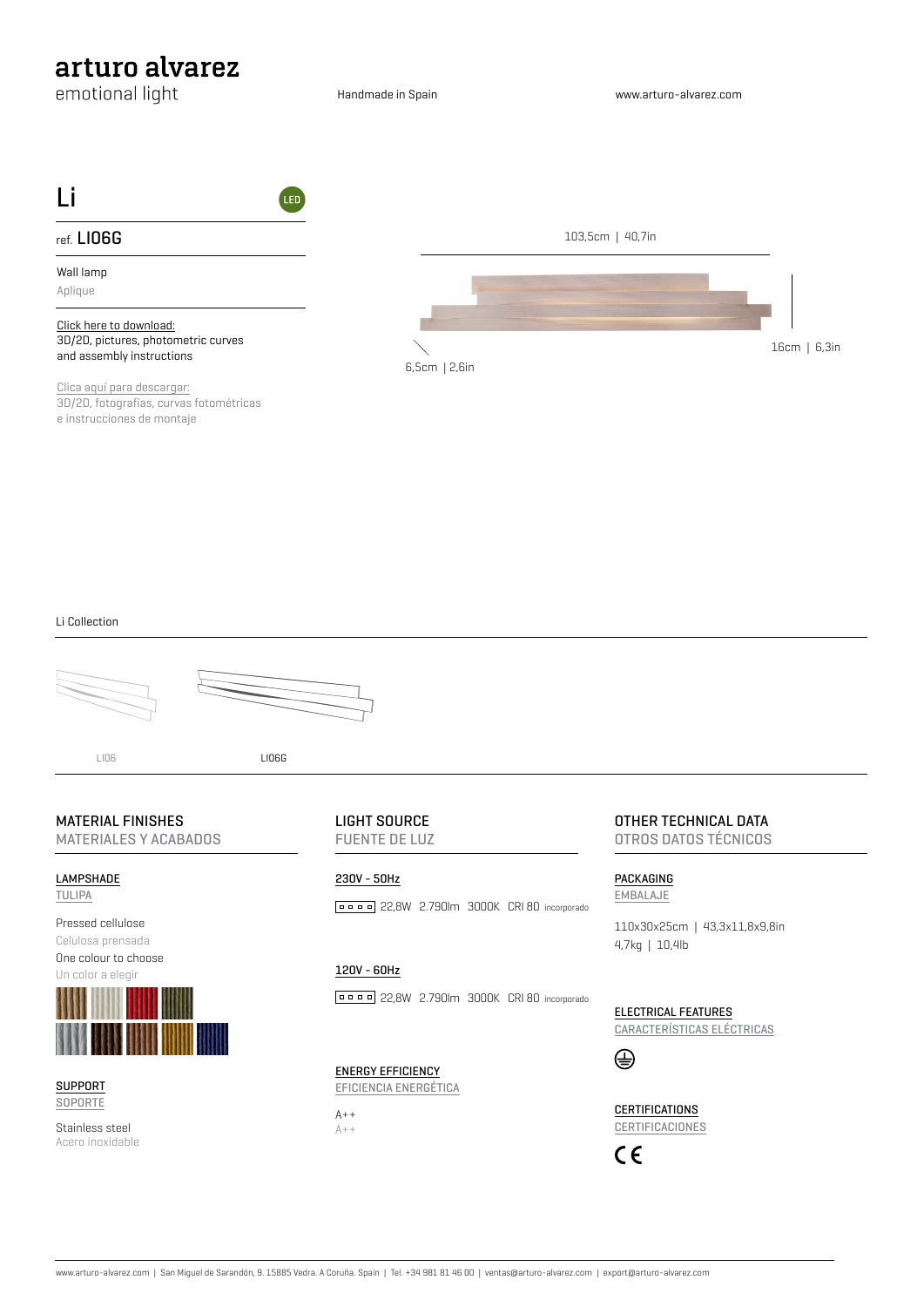# arturo alvarez

emotional light

Handmade in Spain

www.arturo-alvarez.com

## Li

LED

ref. LI06G

Wall lamp

Aplique

Click here to download:
3D/2D, pictures, photometric curves and assembly instructions

Clica aquí para descargar:
3D/2D, fotografías, curvas fotométricas e instrucciones de montaje

103,5cm | 40,7in

16cm | 6,3in

6,5cm | 2,6in

Li Collection

LI06 | LI06G

### MATERIAL FINISHES
MATERIALES Y ACABADOS

LAMPSHADE
TULIPA

Pressed cellulose
Celulosa prensada
One colour to choose
Un color a elegir

SUPPORT
SOPORTE

Stainless steel
Acero inoxidable

### LIGHT SOURCE
FUENTE DE LUZ

230V - 50Hz

22,8W 2.790lm 3000K CRI 80 incorporado

120V - 60Hz

22,8W 2.790lm 3000K CRI 80 incorporado

ENERGY EFFICIENCY
EFICIENCIA ENERGÉTICA

A++
A++

### OTHER TECHNICAL DATA
OTROS DATOS TÉCNICOS

PACKAGING
EMBALAJE

110x30x25cm | 43,3x11,8x9,8in
4,7kg | 10,4lb

ELECTRICAL FEATURES
CARACTERÍSTICAS ELÉCTRICAS

CERTIFICATIONS
CERTIFICACIONES

CE

www.arturo-alvarez.com | San Miguel de Sarandón, 9. 15885 Vedra. A Coruña. Spain | Tel. +34 981 81 46 00 | ventas@arturo-alvarez.com | export@arturo-alvarez.com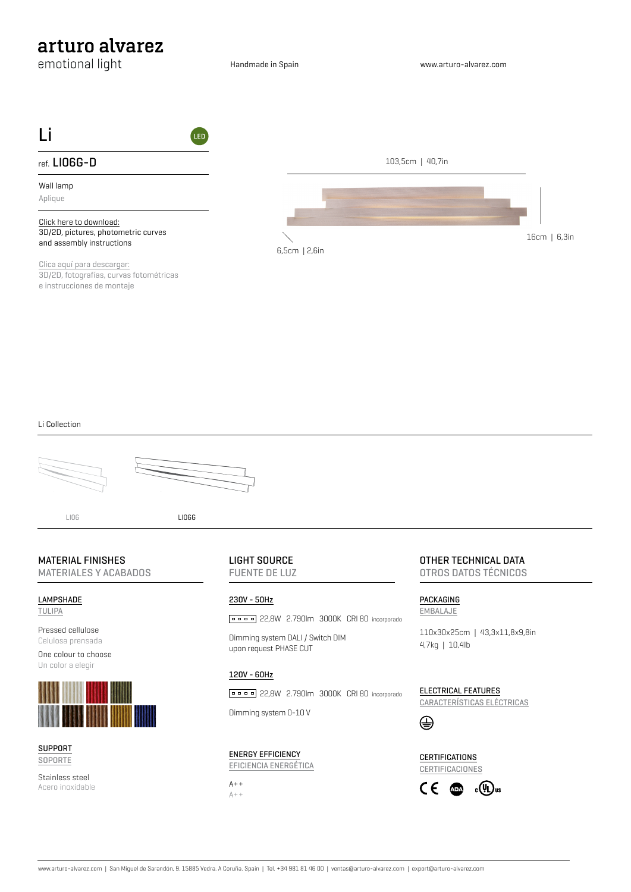# arturo alvarez

emotional light

Handmade in Spain

www.arturo-alvarez.com

## Li

LED

ref. LI06G-D

Wall lamp

Aplique

Click here to download:
3D/2D, pictures, photometric curves
and assembly instructions

Clica aquí para descargar:
3D/2D, fotografías, curvas fotométricas
e instrucciones de montaje

103,5cm | 40,7in

16cm | 6,3in

6,5cm | 2,6in

Li Collection

LI06

LI06G

### MATERIAL FINISHES
MATERIALES Y ACABADOS

LAMPSHADE
TULIPA

Pressed cellulose
Celulosa prensada

One colour to choose
Un color a elegir

SUPPORT
SOPORTE

Stainless steel
Acero inoxidable

### LIGHT SOURCE
FUENTE DE LUZ

230V - 50Hz

22,8W 2.790lm 3000K CRI 80 incorporado

Dimming system DALI / Switch DIM
upon request PHASE CUT

120V - 60Hz

22,8W 2.790lm 3000K CRI 80 incorporado

Dimming system 0-10 V

ENERGY EFFICIENCY
EFICIENCIA ENERGÉTICA

A++
A++

### OTHER TECHNICAL DATA
OTROS DATOS TÉCNICOS

PACKAGING
EMBALAJE

110x30x25cm | 43,3x11,8x9,8in
4,7kg | 10,4lb

ELECTRICAL FEATURES
CARACTERÍSTICAS ELÉCTRICAS

CERTIFICATIONS
CERTIFICACIONES

www.arturo-alvarez.com | San Miguel de Sarandón, 9. 15885 Vedra. A Coruña. Spain | Tel. +34 981 81 46 00 | ventas@arturo-alvarez.com | export@arturo-alvarez.com